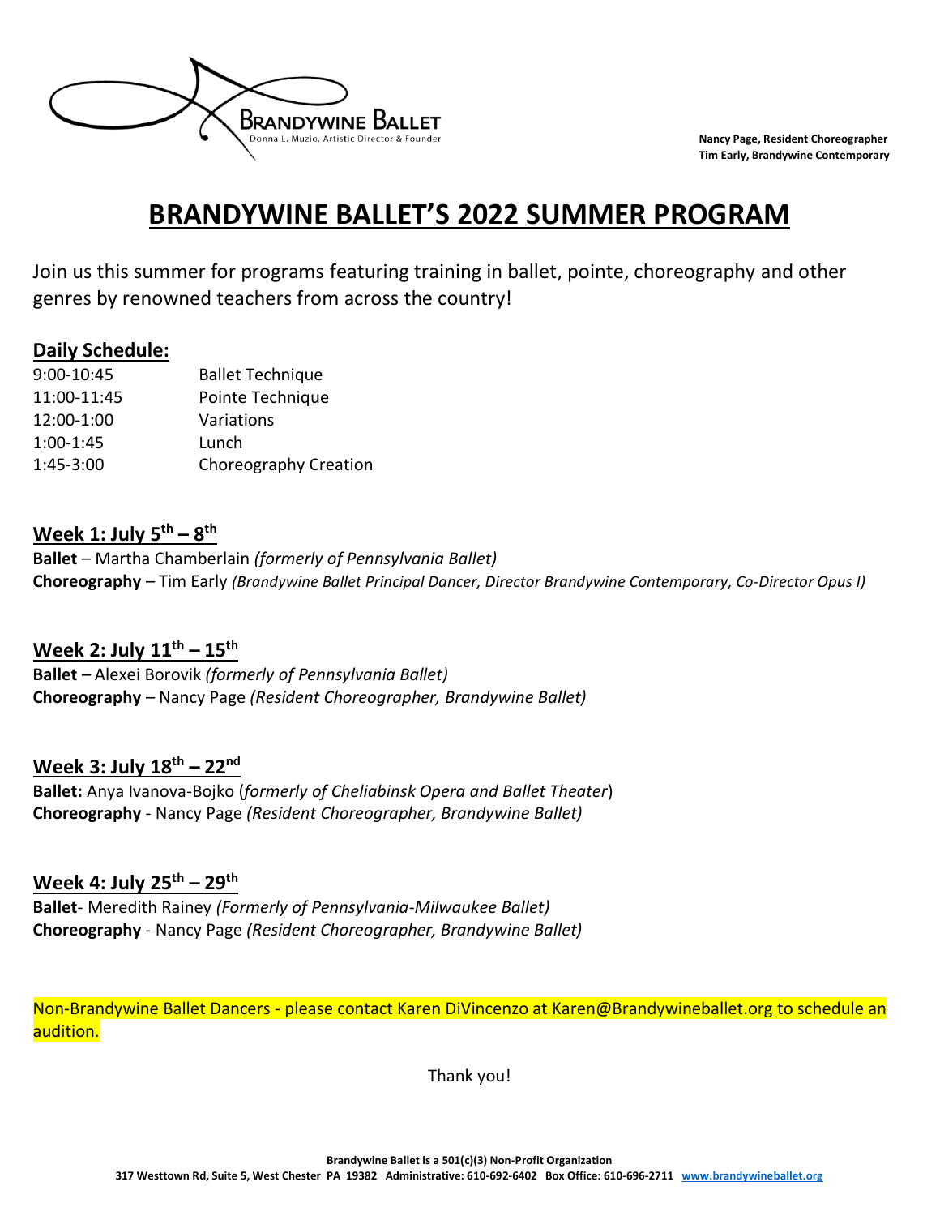Brandywine Ballet
Donna L. Muzio, Artistic Director & Founder

**Nancy Page, Resident Choreographer**
**Tim Early, Brandywine Contemporary**

# BRANDYWINE BALLET'S 2022 SUMMER PROGRAM

Join us this summer for programs featuring training in ballet, pointe, choreography and other genres by renowned teachers from across the country!

## Daily Schedule:

| | |
|---|---|
| 9:00-10:45 | Ballet Technique |
| 11:00-11:45 | Pointe Technique |
| 12:00-1:00 | Variations |
| 1:00-1:45 | Lunch |
| 1:45-3:00 | Choreography Creation |

## Week 1: July 5th – 8th

**Ballet** – Martha Chamberlain *(formerly of Pennsylvania Ballet)*
**Choreography** – Tim Early *(Brandywine Ballet Principal Dancer, Director Brandywine Contemporary, Co-Director Opus I)*

## Week 2: July 11th – 15th

**Ballet** – Alexei Borovik *(formerly of Pennsylvania Ballet)*
**Choreography** – Nancy Page *(Resident Choreographer, Brandywine Ballet)*

## Week 3: July 18th – 22nd

**Ballet:** Anya Ivanova-Bojko (*formerly of Cheliabinsk Opera and Ballet Theater*)
**Choreography** - Nancy Page *(Resident Choreographer, Brandywine Ballet)*

## Week 4: July 25th – 29th

**Ballet**- Meredith Rainey *(Formerly of Pennsylvania-Milwaukee Ballet)*
**Choreography** - Nancy Page *(Resident Choreographer, Brandywine Ballet)*

Non-Brandywine Ballet Dancers - please contact Karen DiVincenzo at Karen@Brandywineballet.org to schedule an audition.

Thank you!

**Brandywine Ballet is a 501(c)(3) Non-Profit Organization**
**317 Westtown Rd, Suite 5, West Chester PA 19382 Administrative: 610-692-6402 Box Office: 610-696-2711 www.brandywineballet.org**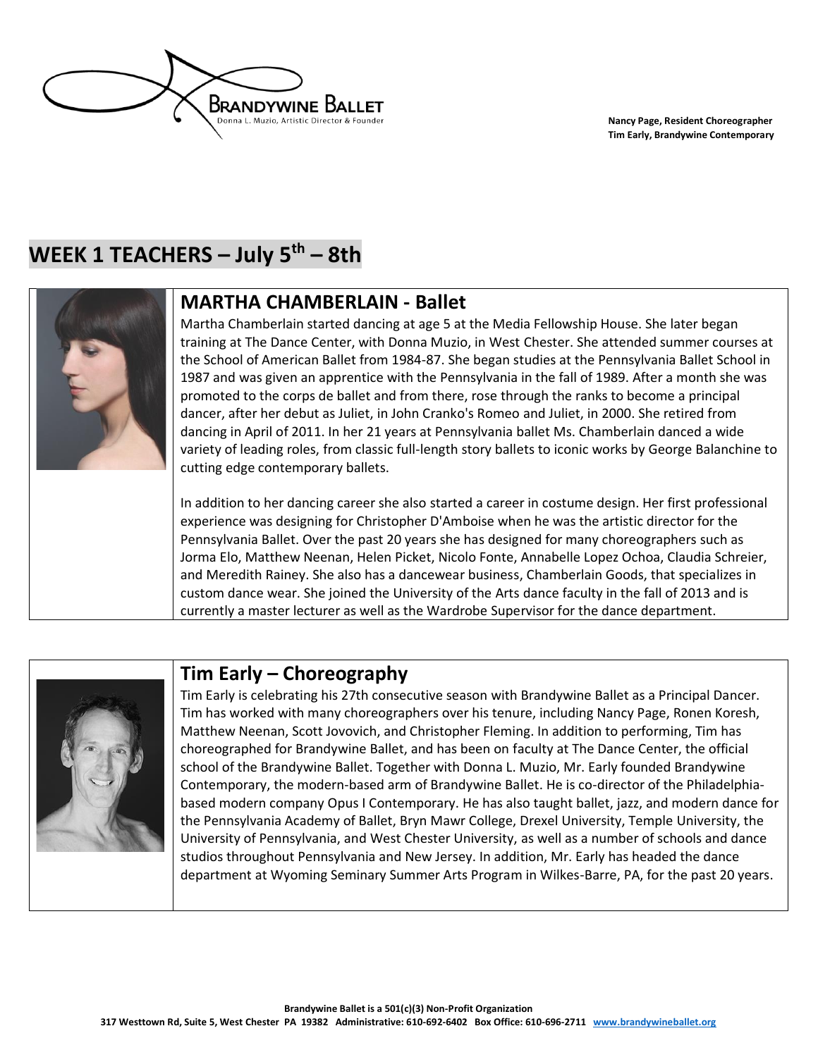Nancy Page, Resident Choreographer
Tim Early, Brandywine Contemporary

# WEEK 1 TEACHERS – July 5th – 8th

## MARTHA CHAMBERLAIN - Ballet

Martha Chamberlain started dancing at age 5 at the Media Fellowship House. She later began training at The Dance Center, with Donna Muzio, in West Chester. She attended summer courses at the School of American Ballet from 1984-87. She began studies at the Pennsylvania Ballet School in 1987 and was given an apprentice with the Pennsylvania in the fall of 1989. After a month she was promoted to the corps de ballet and from there, rose through the ranks to become a principal dancer, after her debut as Juliet, in John Cranko's Romeo and Juliet, in 2000. She retired from dancing in April of 2011. In her 21 years at Pennsylvania ballet Ms. Chamberlain danced a wide variety of leading roles, from classic full-length story ballets to iconic works by George Balanchine to cutting edge contemporary ballets.

In addition to her dancing career she also started a career in costume design. Her first professional experience was designing for Christopher D'Amboise when he was the artistic director for the Pennsylvania Ballet. Over the past 20 years she has designed for many choreographers such as Jorma Elo, Matthew Neenan, Helen Picket, Nicolo Fonte, Annabelle Lopez Ochoa, Claudia Schreier, and Meredith Rainey. She also has a dancewear business, Chamberlain Goods, that specializes in custom dance wear. She joined the University of the Arts dance faculty in the fall of 2013 and is currently a master lecturer as well as the Wardrobe Supervisor for the dance department.

## Tim Early – Choreography

Tim Early is celebrating his 27th consecutive season with Brandywine Ballet as a Principal Dancer. Tim has worked with many choreographers over his tenure, including Nancy Page, Ronen Koresh, Matthew Neenan, Scott Jovovich, and Christopher Fleming. In addition to performing, Tim has choreographed for Brandywine Ballet, and has been on faculty at The Dance Center, the official school of the Brandywine Ballet. Together with Donna L. Muzio, Mr. Early founded Brandywine Contemporary, the modern-based arm of Brandywine Ballet. He is co-director of the Philadelphia-based modern company Opus I Contemporary. He has also taught ballet, jazz, and modern dance for the Pennsylvania Academy of Ballet, Bryn Mawr College, Drexel University, Temple University, the University of Pennsylvania, and West Chester University, as well as a number of schools and dance studios throughout Pennsylvania and New Jersey. In addition, Mr. Early has headed the dance department at Wyoming Seminary Summer Arts Program in Wilkes-Barre, PA, for the past 20 years.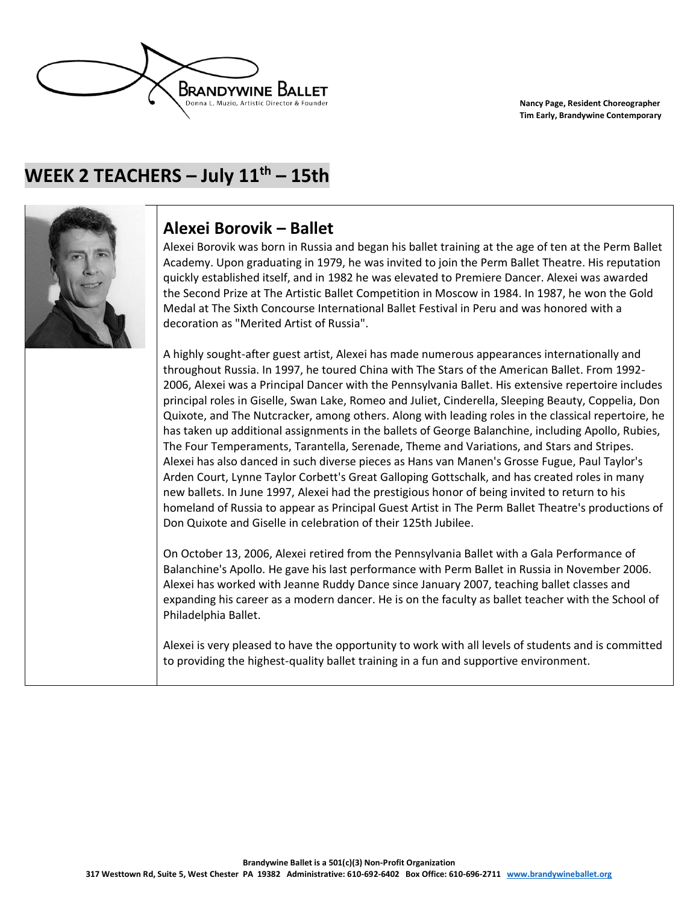Brandywine Ballet
Donna L. Muzio, Artistic Director & Founder

**Nancy Page, Resident Choreographer**
**Tim Early, Brandywine Contemporary**

# WEEK 2 TEACHERS – July 11th – 15th

## Alexei Borovik – Ballet

Alexei Borovik was born in Russia and began his ballet training at the age of ten at the Perm Ballet Academy. Upon graduating in 1979, he was invited to join the Perm Ballet Theatre. His reputation quickly established itself, and in 1982 he was elevated to Premiere Dancer. Alexei was awarded the Second Prize at The Artistic Ballet Competition in Moscow in 1984. In 1987, he won the Gold Medal at The Sixth Concourse International Ballet Festival in Peru and was honored with a decoration as "Merited Artist of Russia".

A highly sought-after guest artist, Alexei has made numerous appearances internationally and throughout Russia. In 1997, he toured China with The Stars of the American Ballet. From 1992-2006, Alexei was a Principal Dancer with the Pennsylvania Ballet. His extensive repertoire includes principal roles in Giselle, Swan Lake, Romeo and Juliet, Cinderella, Sleeping Beauty, Coppelia, Don Quixote, and The Nutcracker, among others. Along with leading roles in the classical repertoire, he has taken up additional assignments in the ballets of George Balanchine, including Apollo, Rubies, The Four Temperaments, Tarantella, Serenade, Theme and Variations, and Stars and Stripes. Alexei has also danced in such diverse pieces as Hans van Manen's Grosse Fugue, Paul Taylor's Arden Court, Lynne Taylor Corbett's Great Galloping Gottschalk, and has created roles in many new ballets. In June 1997, Alexei had the prestigious honor of being invited to return to his homeland of Russia to appear as Principal Guest Artist in The Perm Ballet Theatre's productions of Don Quixote and Giselle in celebration of their 125th Jubilee.

On October 13, 2006, Alexei retired from the Pennsylvania Ballet with a Gala Performance of Balanchine's Apollo. He gave his last performance with Perm Ballet in Russia in November 2006. Alexei has worked with Jeanne Ruddy Dance since January 2007, teaching ballet classes and expanding his career as a modern dancer. He is on the faculty as ballet teacher with the School of Philadelphia Ballet.

Alexei is very pleased to have the opportunity to work with all levels of students and is committed to providing the highest-quality ballet training in a fun and supportive environment.

**Brandywine Ballet is a 501(c)(3) Non-Profit Organization**
**317 Westtown Rd, Suite 5, West Chester PA 19382 Administrative: 610-692-6402 Box Office: 610-696-2711 www.brandywineballet.org**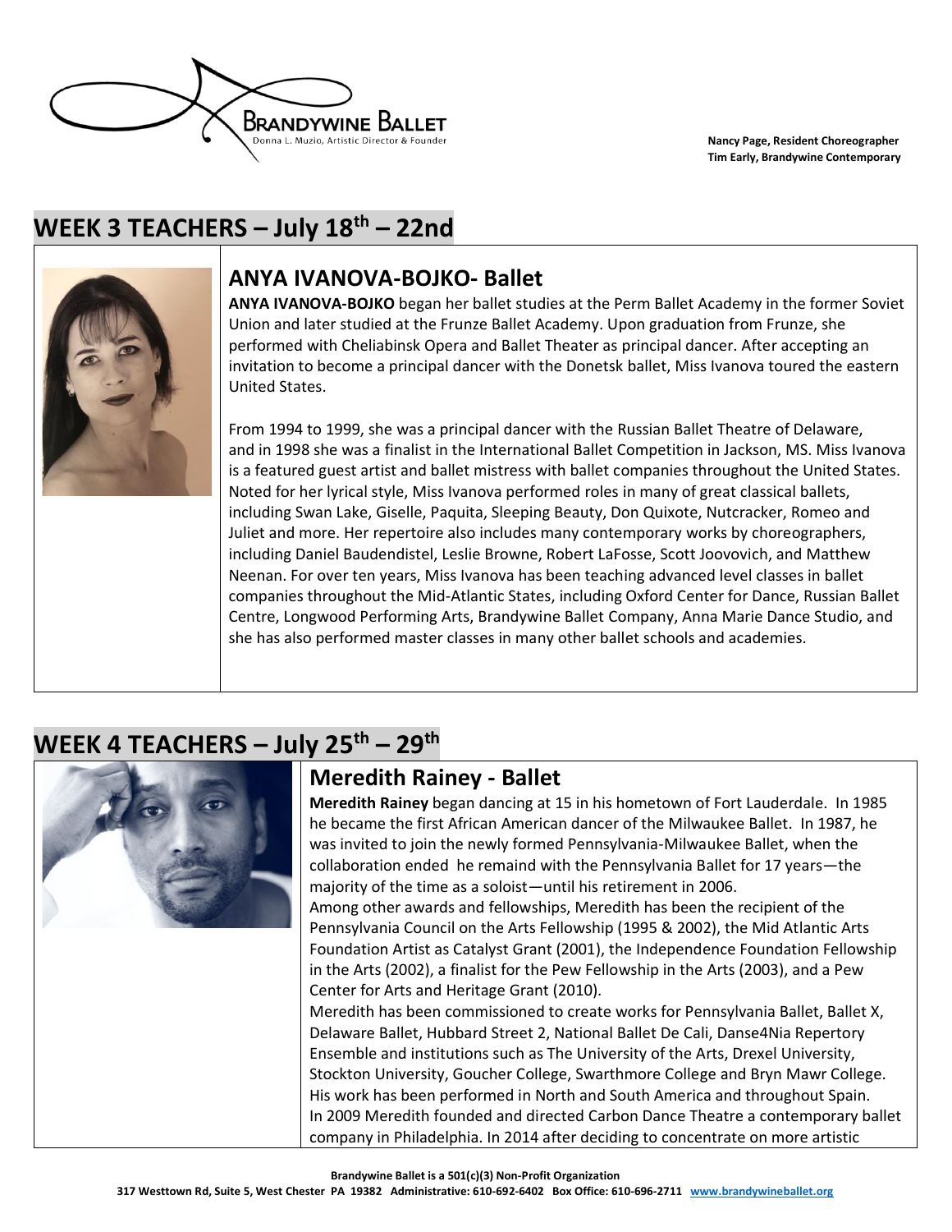BRANDYWINE BALLET
Donna L. Muzio, Artistic Director & Founder

**Nancy Page, Resident Choreographer**
**Tim Early, Brandywine Contemporary**

## WEEK 3 TEACHERS – July 18th – 22nd

### ANYA IVANOVA-BOJKO- Ballet

**ANYA IVANOVA-BOJKO** began her ballet studies at the Perm Ballet Academy in the former Soviet Union and later studied at the Frunze Ballet Academy. Upon graduation from Frunze, she performed with Cheliabinsk Opera and Ballet Theater as principal dancer. After accepting an invitation to become a principal dancer with the Donetsk ballet, Miss Ivanova toured the eastern United States.

From 1994 to 1999, she was a principal dancer with the Russian Ballet Theatre of Delaware, and in 1998 she was a finalist in the International Ballet Competition in Jackson, MS. Miss Ivanova is a featured guest artist and ballet mistress with ballet companies throughout the United States. Noted for her lyrical style, Miss Ivanova performed roles in many of great classical ballets, including Swan Lake, Giselle, Paquita, Sleeping Beauty, Don Quixote, Nutcracker, Romeo and Juliet and more. Her repertoire also includes many contemporary works by choreographers, including Daniel Baudendistel, Leslie Browne, Robert LaFosse, Scott Joovovich, and Matthew Neenan. For over ten years, Miss Ivanova has been teaching advanced level classes in ballet companies throughout the Mid-Atlantic States, including Oxford Center for Dance, Russian Ballet Centre, Longwood Performing Arts, Brandywine Ballet Company, Anna Marie Dance Studio, and she has also performed master classes in many other ballet schools and academies.

## WEEK 4 TEACHERS – July 25th – 29th

### Meredith Rainey - Ballet

**Meredith Rainey** began dancing at 15 in his hometown of Fort Lauderdale. In 1985 he became the first African American dancer of the Milwaukee Ballet. In 1987, he was invited to join the newly formed Pennsylvania-Milwaukee Ballet, when the collaboration ended he remaind with the Pennsylvania Ballet for 17 years—the majority of the time as a soloist—until his retirement in 2006.

Among other awards and fellowships, Meredith has been the recipient of the Pennsylvania Council on the Arts Fellowship (1995 & 2002), the Mid Atlantic Arts Foundation Artist as Catalyst Grant (2001), the Independence Foundation Fellowship in the Arts (2002), a finalist for the Pew Fellowship in the Arts (2003), and a Pew Center for Arts and Heritage Grant (2010).

Meredith has been commissioned to create works for Pennsylvania Ballet, Ballet X, Delaware Ballet, Hubbard Street 2, National Ballet De Cali, Danse4Nia Repertory Ensemble and institutions such as The University of the Arts, Drexel University, Stockton University, Goucher College, Swarthmore College and Bryn Mawr College. His work has been performed in North and South America and throughout Spain.

In 2009 Meredith founded and directed Carbon Dance Theatre a contemporary ballet company in Philadelphia. In 2014 after deciding to concentrate on more artistic

**Brandywine Ballet is a 501(c)(3) Non-Profit Organization**
**317 Westtown Rd, Suite 5, West Chester PA 19382 Administrative: 610-692-6402 Box Office: 610-696-2711 www.brandywineballet.org**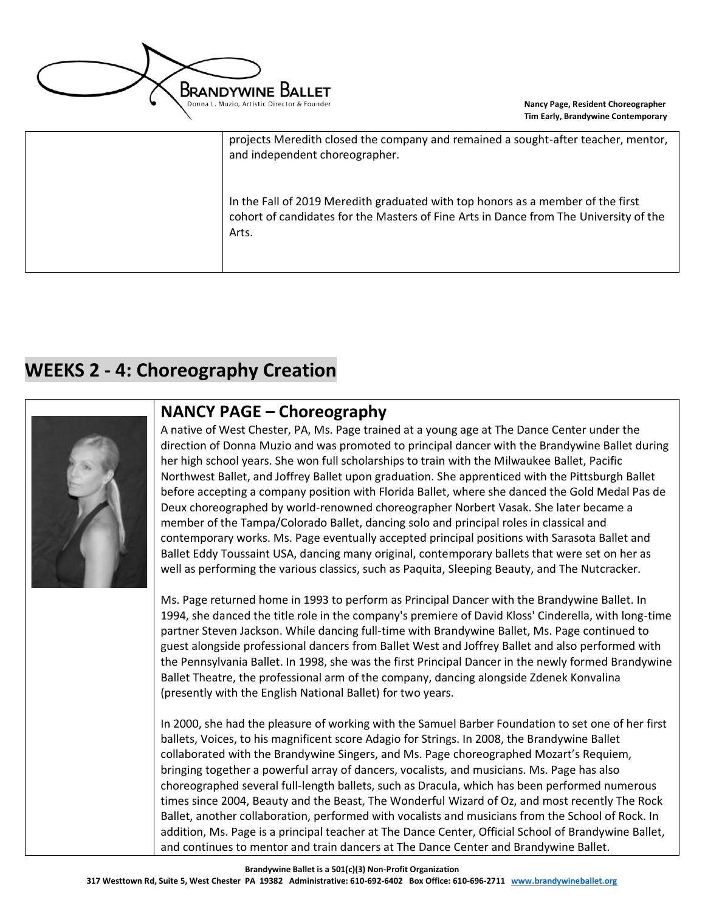projects Meredith closed the company and remained a sought-after teacher, mentor, and independent choreographer.

In the Fall of 2019 Meredith graduated with top honors as a member of the first cohort of candidates for the Masters of Fine Arts in Dance from The University of the Arts.

## WEEKS 2 - 4: Choreography Creation

### NANCY PAGE – Choreography

A native of West Chester, PA, Ms. Page trained at a young age at The Dance Center under the direction of Donna Muzio and was promoted to principal dancer with the Brandywine Ballet during her high school years. She won full scholarships to train with the Milwaukee Ballet, Pacific Northwest Ballet, and Joffrey Ballet upon graduation. She apprenticed with the Pittsburgh Ballet before accepting a company position with Florida Ballet, where she danced the Gold Medal Pas de Deux choreographed by world-renowned choreographer Norbert Vasak. She later became a member of the Tampa/Colorado Ballet, dancing solo and principal roles in classical and contemporary works. Ms. Page eventually accepted principal positions with Sarasota Ballet and Ballet Eddy Toussaint USA, dancing many original, contemporary ballets that were set on her as well as performing the various classics, such as Paquita, Sleeping Beauty, and The Nutcracker.

Ms. Page returned home in 1993 to perform as Principal Dancer with the Brandywine Ballet. In 1994, she danced the title role in the company's premiere of David Kloss' Cinderella, with long-time partner Steven Jackson. While dancing full-time with Brandywine Ballet, Ms. Page continued to guest alongside professional dancers from Ballet West and Joffrey Ballet and also performed with the Pennsylvania Ballet. In 1998, she was the first Principal Dancer in the newly formed Brandywine Ballet Theatre, the professional arm of the company, dancing alongside Zdenek Konvalina (presently with the English National Ballet) for two years.

In 2000, she had the pleasure of working with the Samuel Barber Foundation to set one of her first ballets, Voices, to his magnificent score Adagio for Strings. In 2008, the Brandywine Ballet collaborated with the Brandywine Singers, and Ms. Page choreographed Mozart's Requiem, bringing together a powerful array of dancers, vocalists, and musicians. Ms. Page has also choreographed several full-length ballets, such as Dracula, which has been performed numerous times since 2004, Beauty and the Beast, The Wonderful Wizard of Oz, and most recently The Rock Ballet, another collaboration, performed with vocalists and musicians from the School of Rock. In addition, Ms. Page is a principal teacher at The Dance Center, Official School of Brandywine Ballet, and continues to mentor and train dancers at The Dance Center and Brandywine Ballet.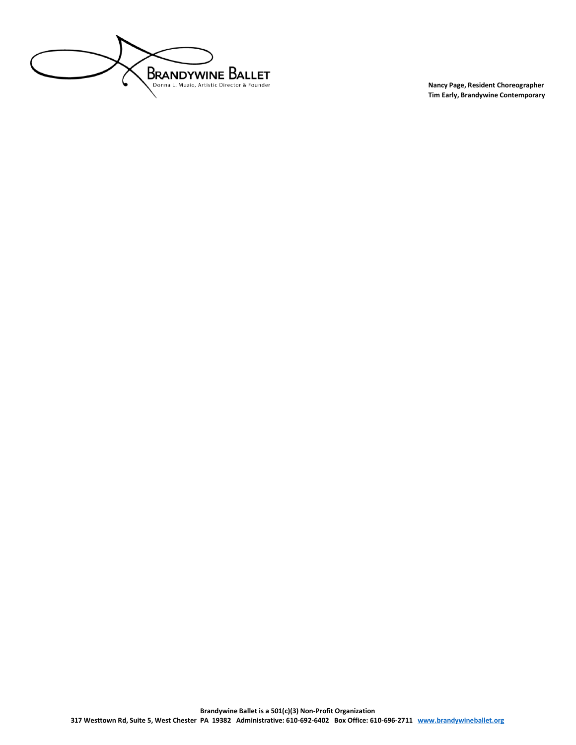**Brandywine Ballet**
Donna L. Muzio, Artistic Director & Founder

**Nancy Page, Resident Choreographer**
**Tim Early, Brandywine Contemporary**

**Brandywine Ballet is a 501(c)(3) Non-Profit Organization**
**317 Westtown Rd, Suite 5, West Chester PA 19382 Administrative: 610-692-6402 Box Office: 610-696-2711 www.brandywineballet.org**